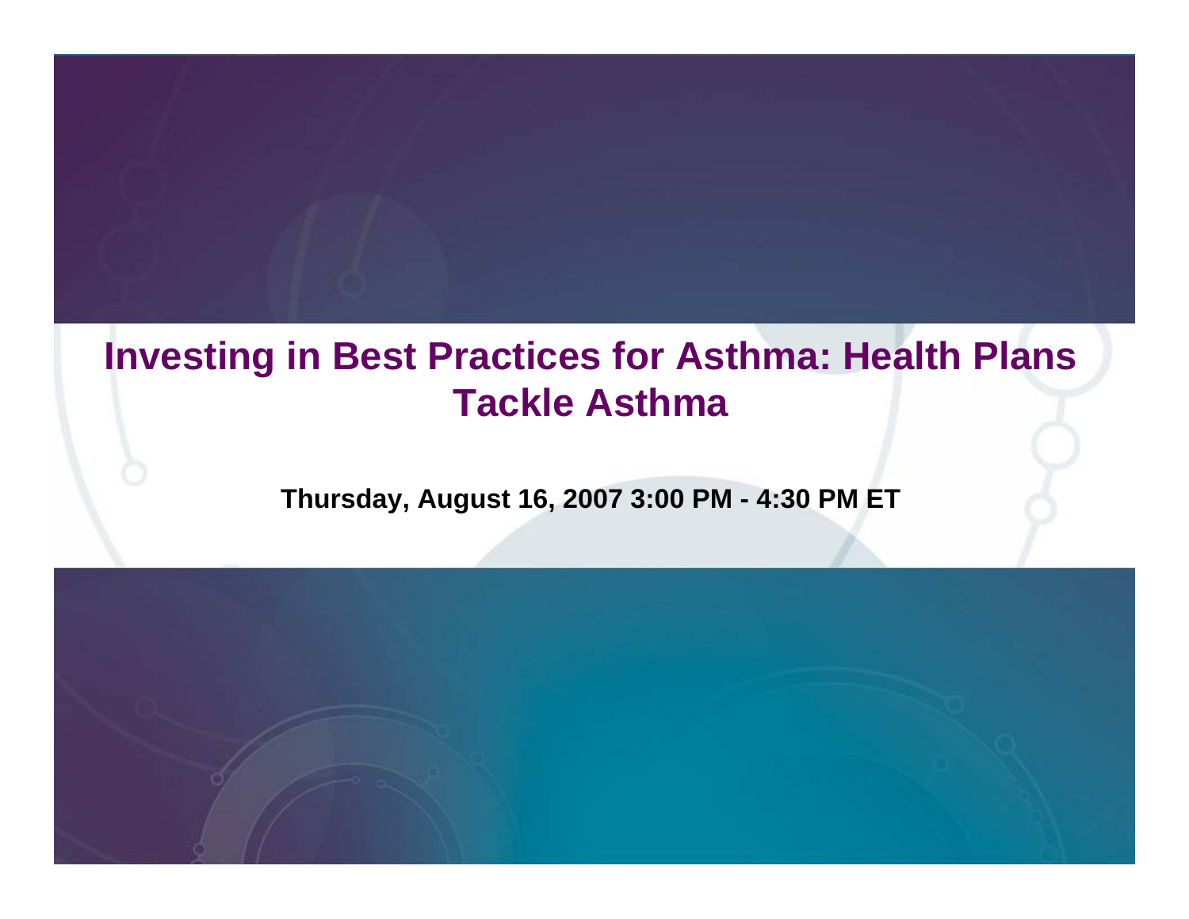# Investing in Best Practices for Asthma: Health Plans Tackle Asthma

**Thursday, August 16, 2007 3:00 PM - 4:30 PM ET**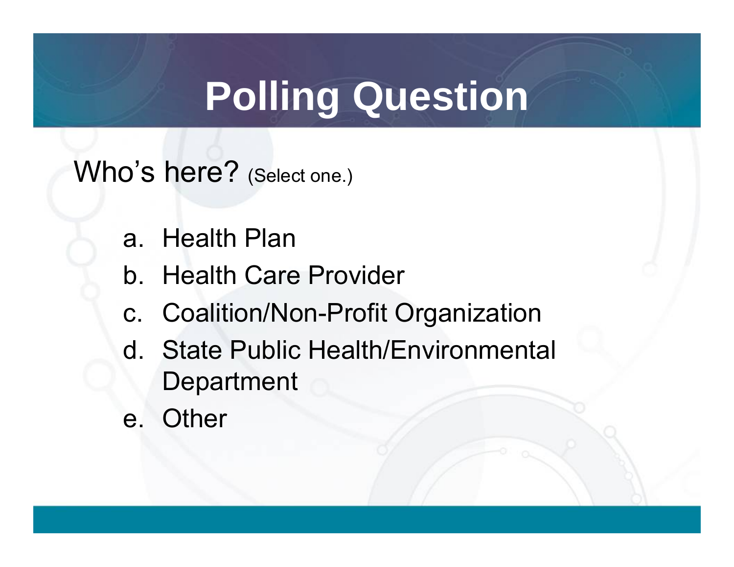# Polling Question

Who’s here? (Select one.)

a. Health Plan
b. Health Care Provider
c. Coalition/Non-Profit Organization
d. State Public Health/Environmental Department
e. Other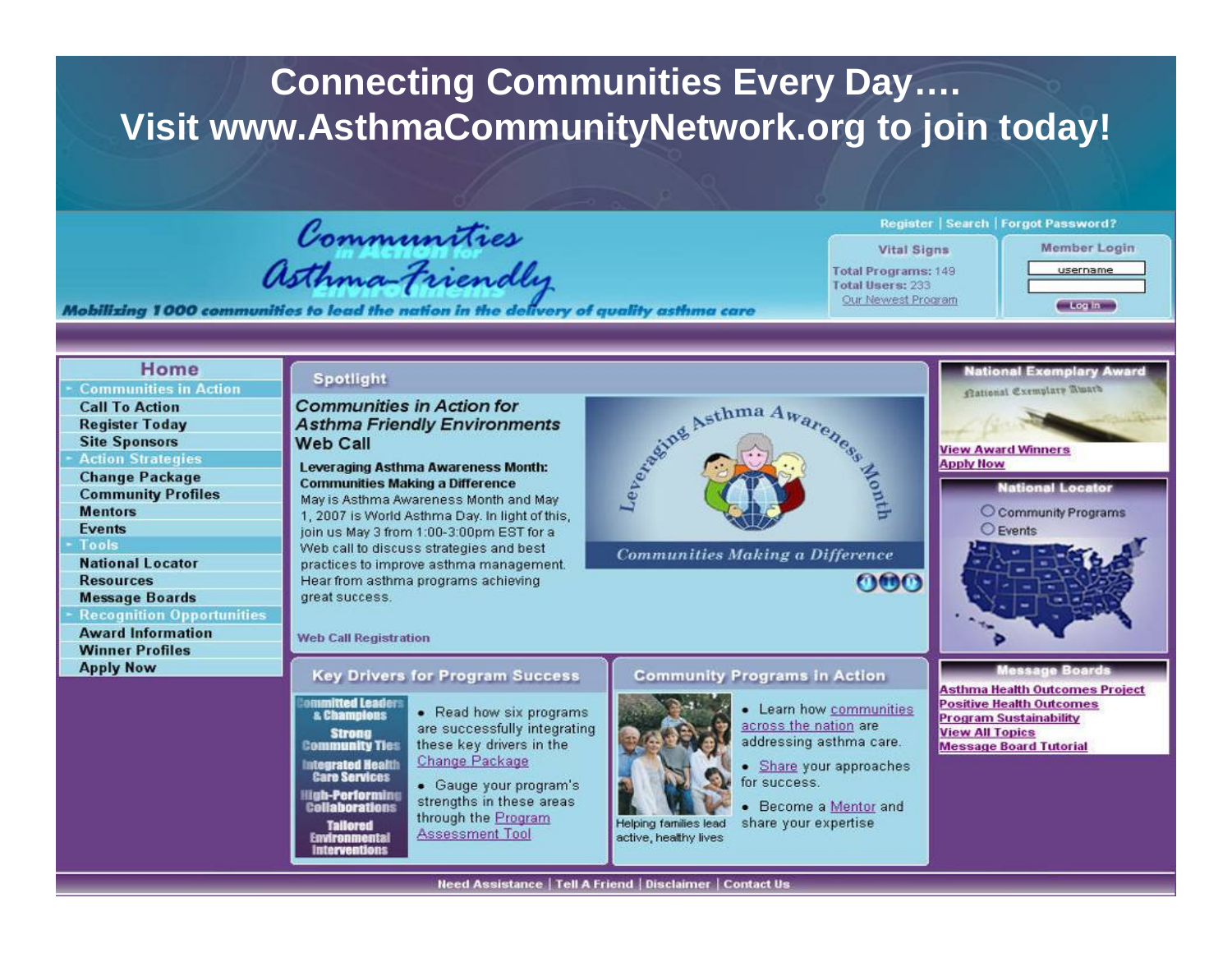# Connecting Communities Every Day….
# Visit www.AsthmaCommunityNetwork.org to join today!

**Communities in Action for Asthma-Friendly Environments**

*Mobilizing 1000 communities to lead the nation in the delivery of quality asthma care*

Register | Search | Forgot Password?

**Vital Signs**
Total Programs: 149
Total Users: 233
Our Newest Program

**Member Login**
username
Log In

**Home**

- Communities in Action
  - Call To Action
  - Register Today
  - Site Sponsors
- Action Strategies
  - Change Package
  - Community Profiles
  - Mentors
  - Events
- Tools
  - National Locator
  - Resources
  - Message Boards
- Recognition Opportunities
  - Award Information
  - Winner Profiles
  - Apply Now

## Spotlight

***Communities in Action for Asthma Friendly Environments* Web Call**

**Leveraging Asthma Awareness Month: Communities Making a Difference**

May is Asthma Awareness Month and May 1, 2007 is World Asthma Day. In light of this, join us May 3 from 1:00-3:00pm EST for a Web call to discuss strategies and best practices to improve asthma management. Hear from asthma programs achieving great success.

Web Call Registration

Leveraging Asthma Awareness Month — *Communities Making a Difference*

## Key Drivers for Program Success

Committed Leaders & Champions
Strong Community Ties
Integrated Health Care Services
High-Performing Collaborations
Tailored Environmental Interventions

- Read how six programs are successfully integrating these key drivers in the Change Package
- Gauge your program's strengths in these areas through the Program Assessment Tool

## Community Programs in Action

Helping families lead active, healthy lives

- Learn how communities across the nation are addressing asthma care.
- Share your approaches for success.
- Become a Mentor and share your expertise

## National Exemplary Award

View Award Winners
Apply Now

## National Locator

- Community Programs
- Events

## Message Boards

Asthma Health Outcomes Project
Positive Health Outcomes
Program Sustainability
View All Topics
Message Board Tutorial

Need Assistance | Tell A Friend | Disclaimer | Contact Us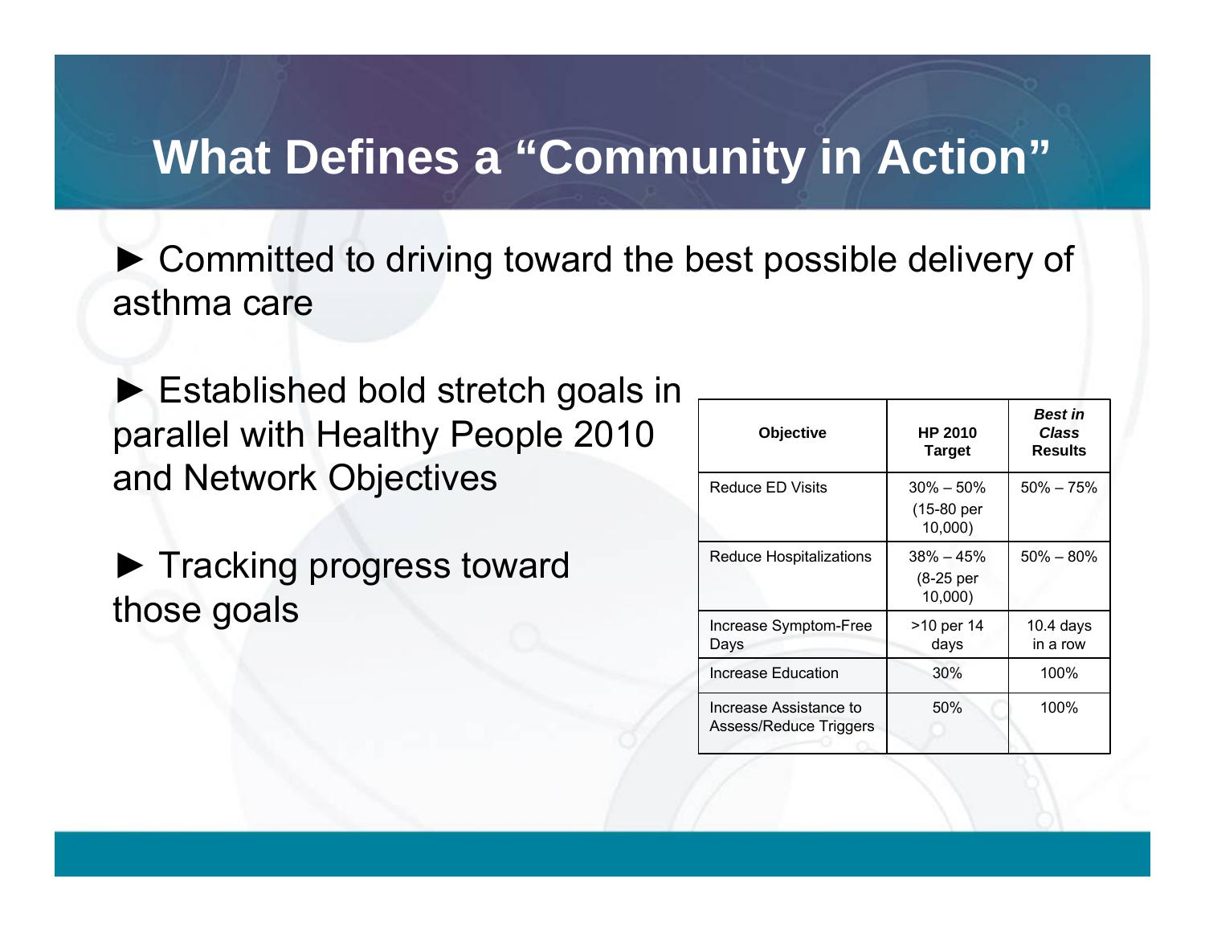# What Defines a "Community in Action"

► Committed to driving toward the best possible delivery of asthma care

► Established bold stretch goals in parallel with Healthy People 2010 and Network Objectives

► Tracking progress toward those goals

| **Objective** | **HP 2010 Target** | ***Best in Class* Results** |
|---|---|---|
| Reduce ED Visits | 30% – 50% (15-80 per 10,000) | 50% – 75% |
| Reduce Hospitalizations | 38% – 45% (8-25 per 10,000) | 50% – 80% |
| Increase Symptom-Free Days | >10 per 14 days | 10.4 days in a row |
| Increase Education | 30% | 100% |
| Increase Assistance to Assess/Reduce Triggers | 50% | 100% |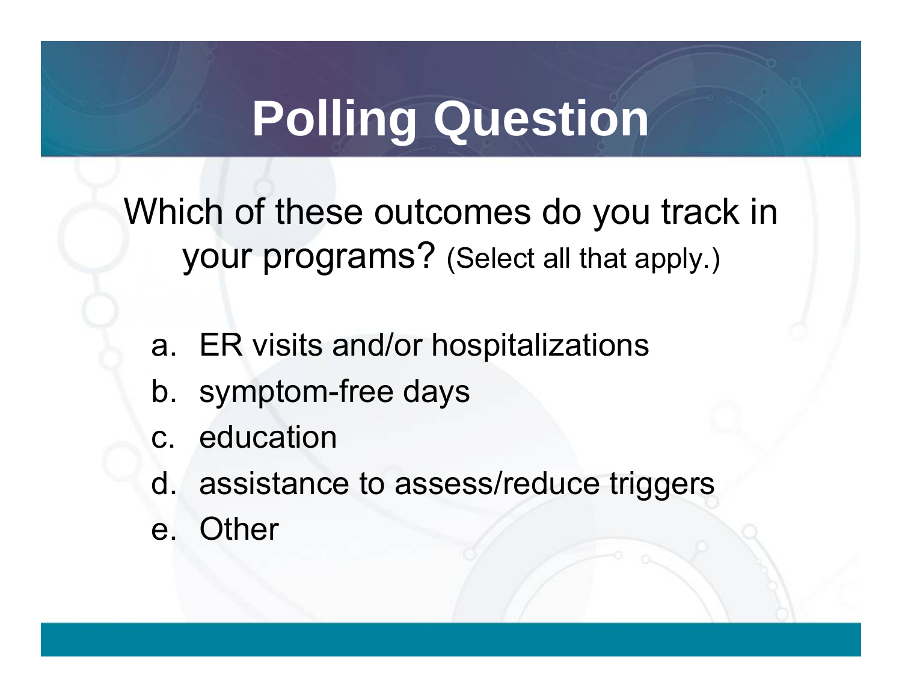# Polling Question

Which of these outcomes do you track in your programs? (Select all that apply.)

a. ER visits and/or hospitalizations
b. symptom-free days
c. education
d. assistance to assess/reduce triggers
e. Other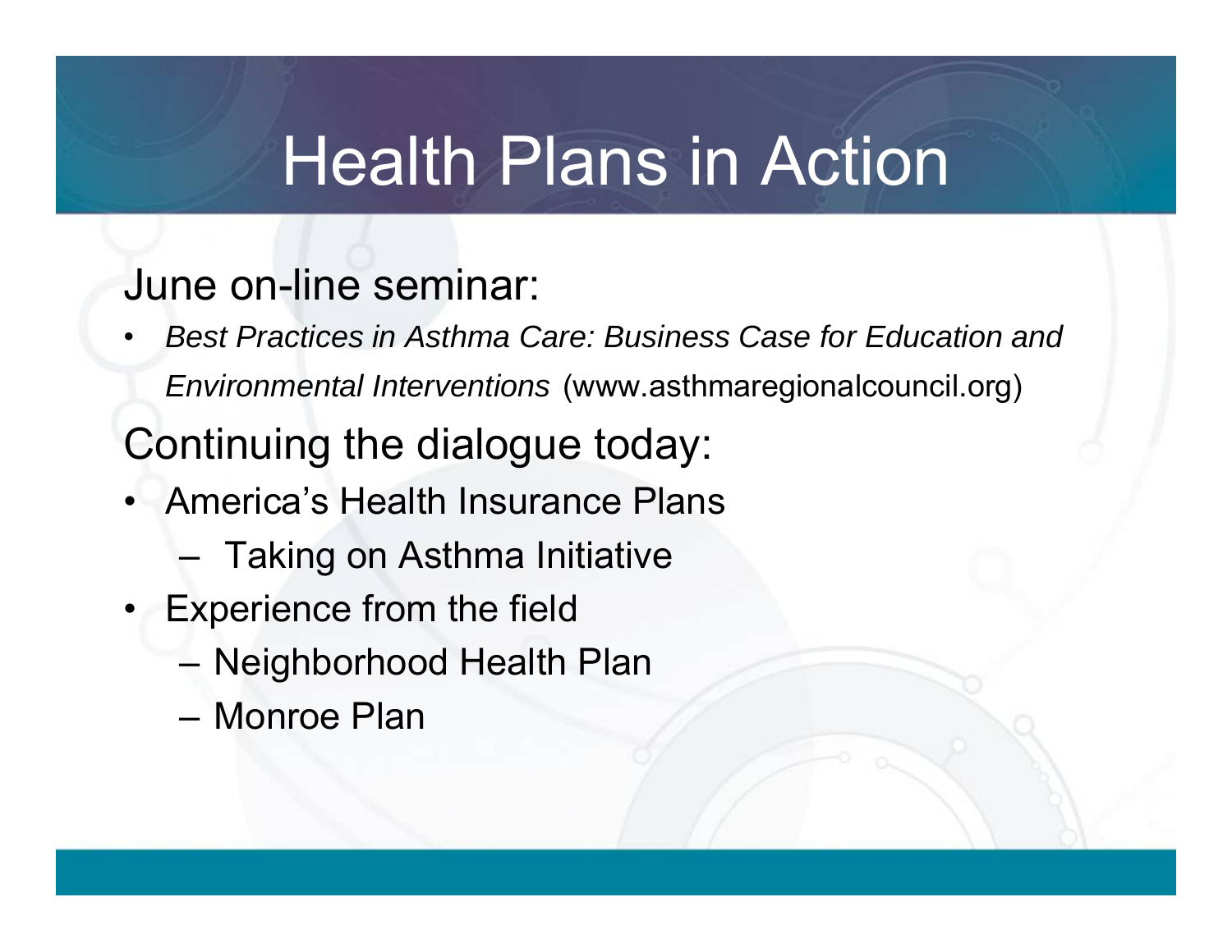# Health Plans in Action

June on-line seminar:

- *Best Practices in Asthma Care: Business Case for Education and Environmental Interventions* (www.asthmaregionalcouncil.org)

Continuing the dialogue today:

- America's Health Insurance Plans
  - Taking on Asthma Initiative
- Experience from the field
  - Neighborhood Health Plan
  - Monroe Plan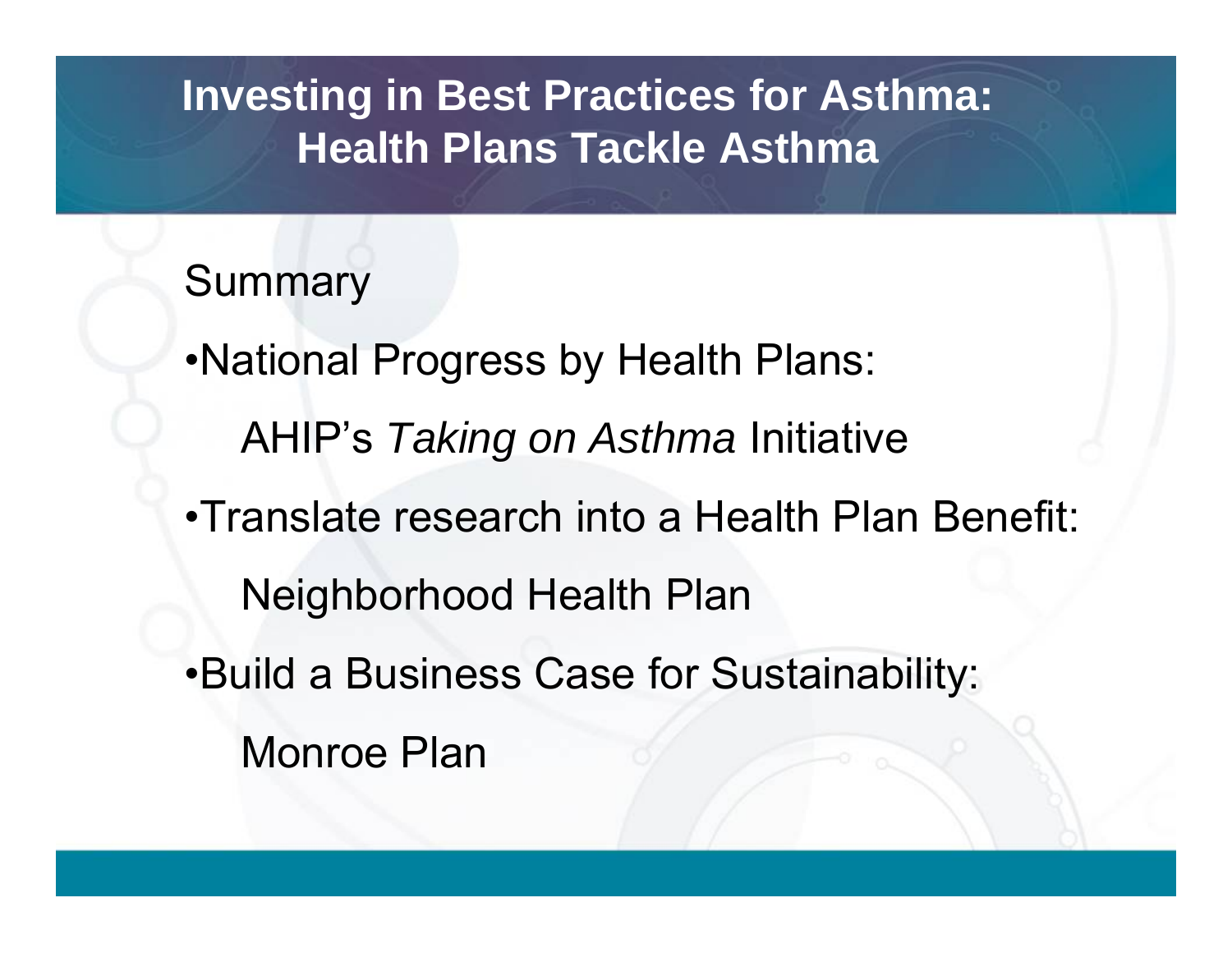# Investing in Best Practices for Asthma: Health Plans Tackle Asthma

Summary

- National Progress by Health Plans:
  
  AHIP's *Taking on Asthma* Initiative
- Translate research into a Health Plan Benefit:
  
  Neighborhood Health Plan
- Build a Business Case for Sustainability:
  
  Monroe Plan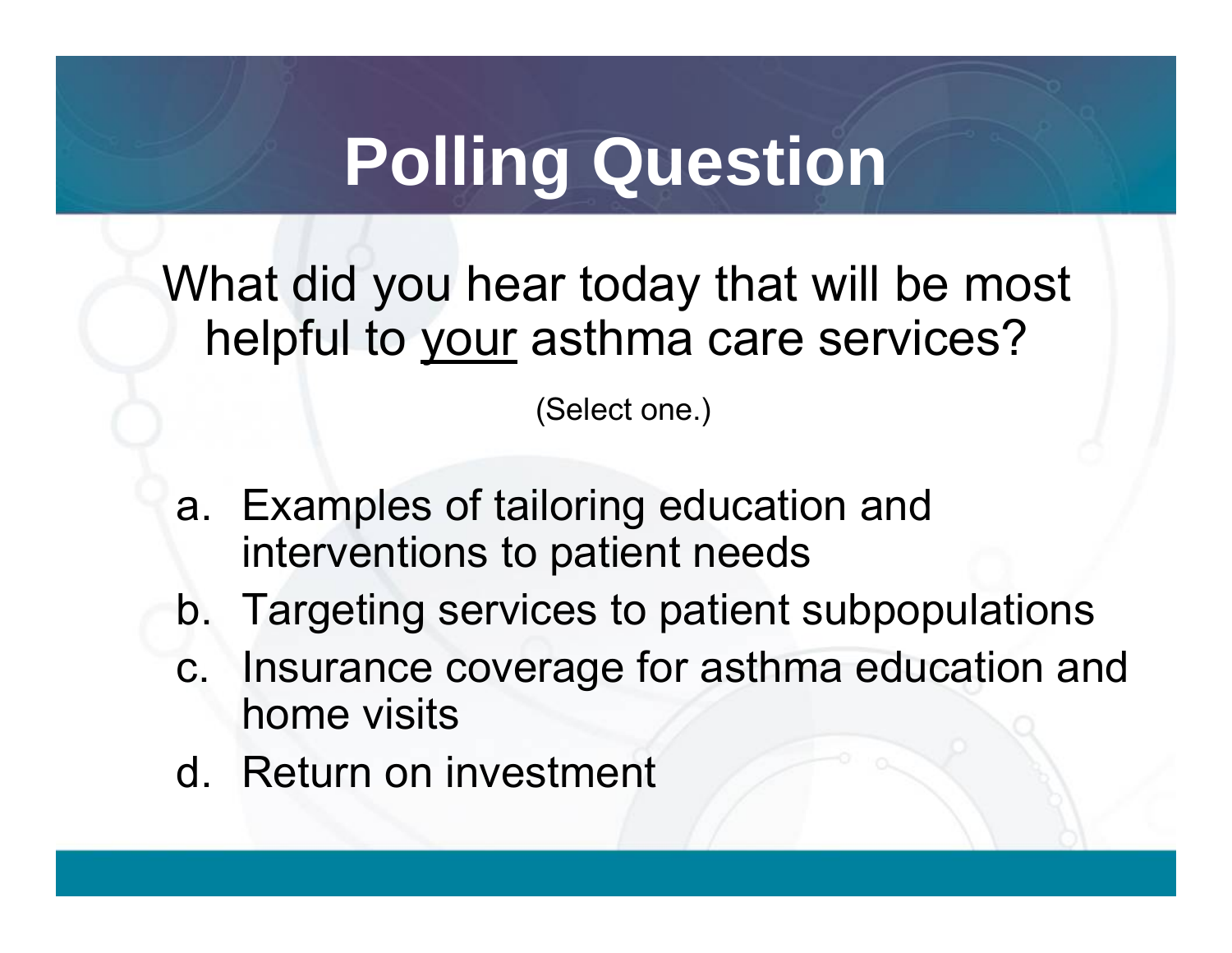# Polling Question

What did you hear today that will be most helpful to <u>your</u> asthma care services?

(Select one.)

a. Examples of tailoring education and interventions to patient needs
b. Targeting services to patient subpopulations
c. Insurance coverage for asthma education and home visits
d. Return on investment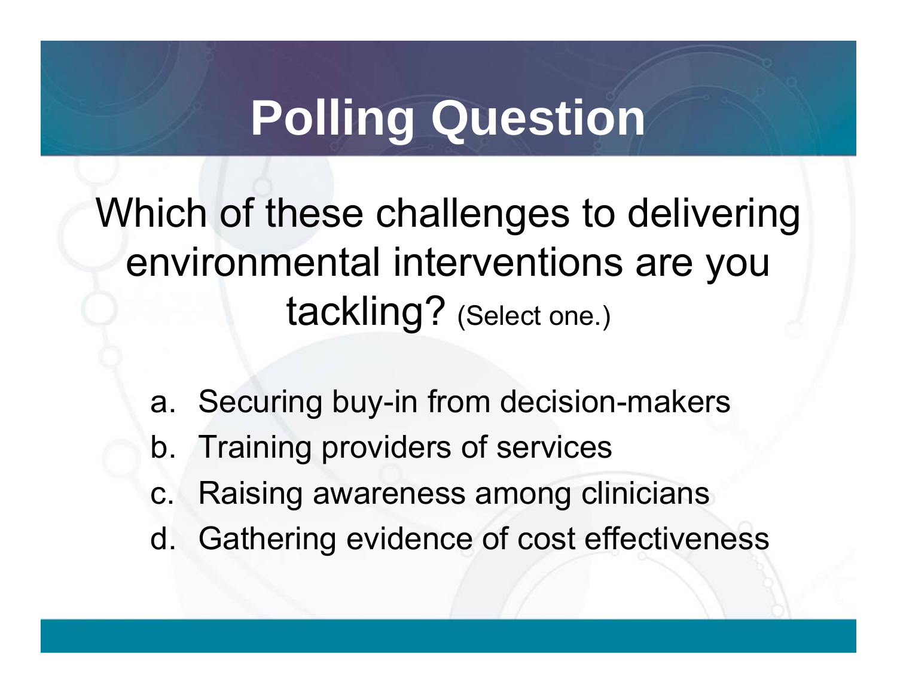# Polling Question

Which of these challenges to delivering environmental interventions are you tackling? (Select one.)

a. Securing buy-in from decision-makers
b. Training providers of services
c. Raising awareness among clinicians
d. Gathering evidence of cost effectiveness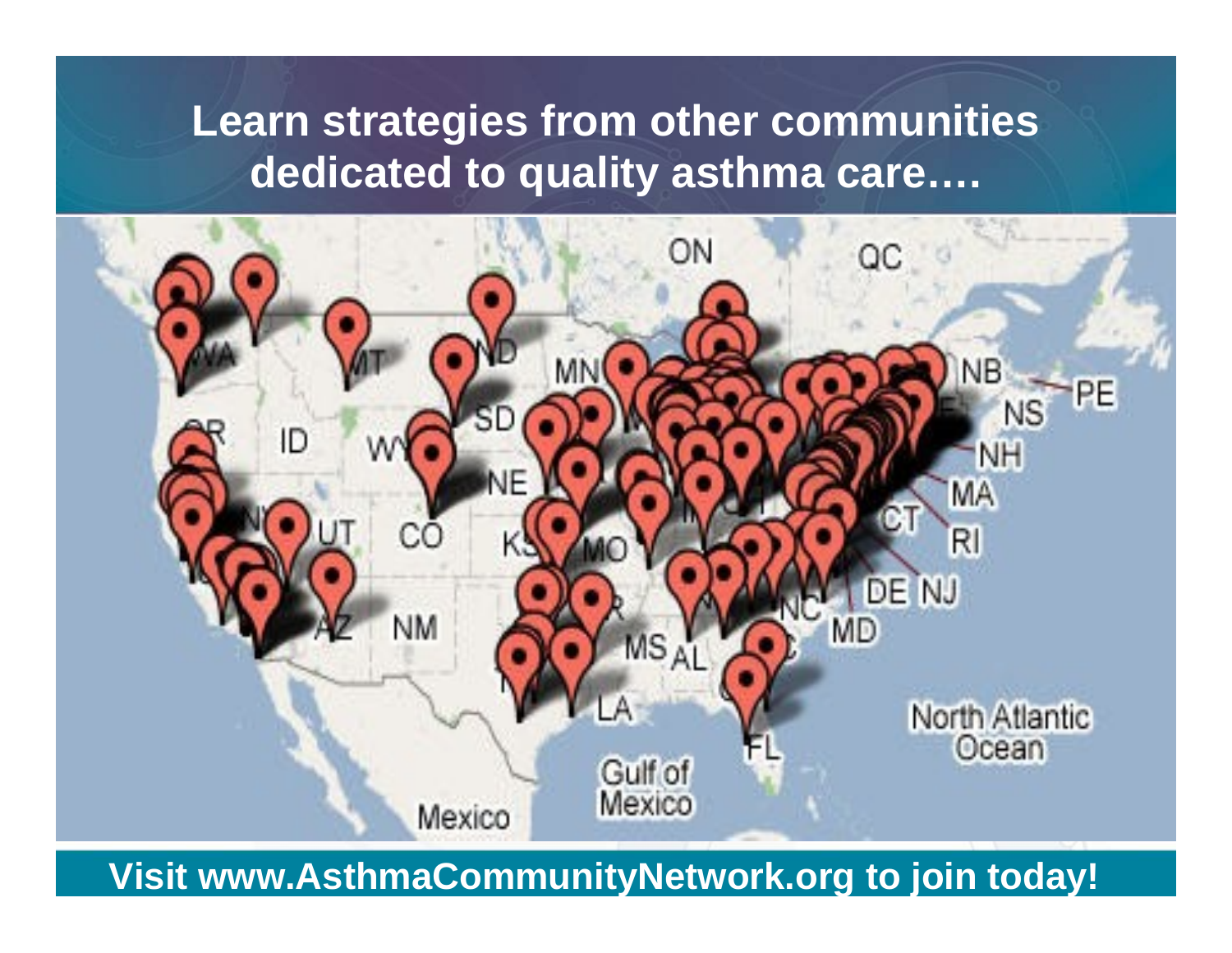# Learn strategies from other communities dedicated to quality asthma care….

**Visit www.AsthmaCommunityNetwork.org to join today!**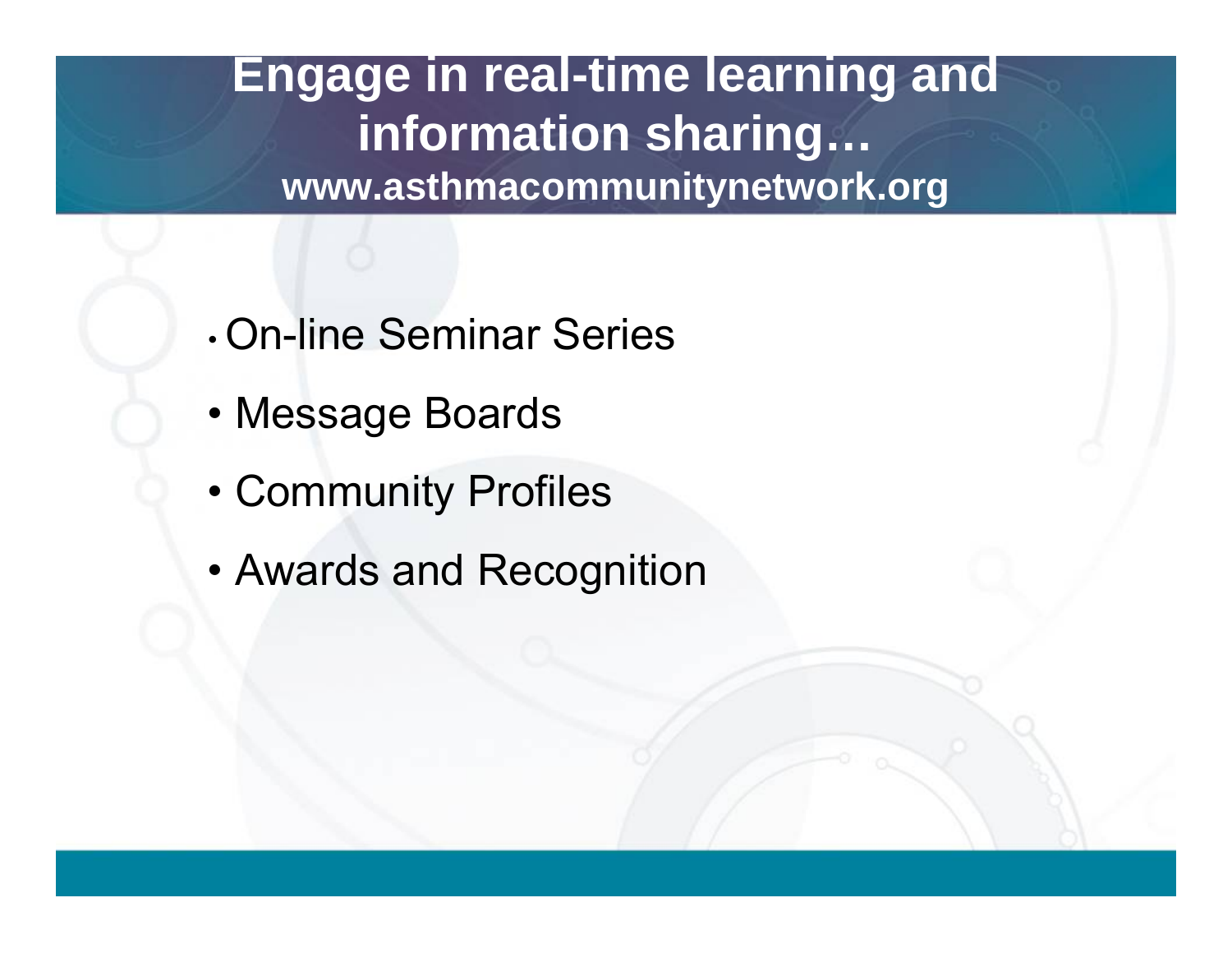# Engage in real-time learning and information sharing…

**www.asthmacommunitynetwork.org**

- On-line Seminar Series
- Message Boards
- Community Profiles
- Awards and Recognition